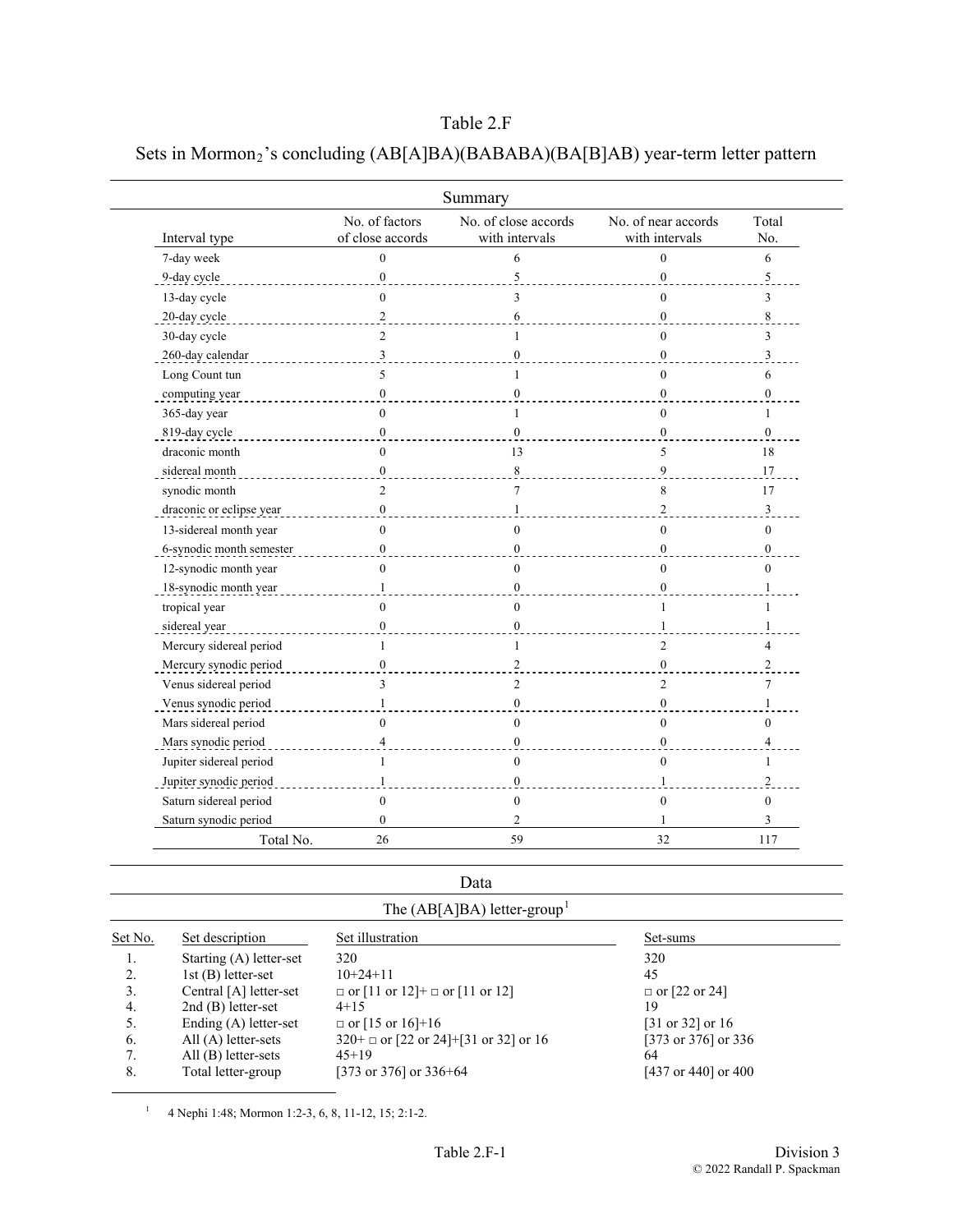# Table 2.F

## Sets in Mormon$_2$'s concluding (AB[A]BA)(BABABA)(BA[B]AB) year-term letter pattern

### Summary

| Interval type | No. of factors of close accords | No. of close accords with intervals | No. of near accords with intervals | Total No. |
|---|---|---|---|---|
| 7-day week | 0 | 6 | 0 | 6 |
| 9-day cycle | 0 | 5 | 0 | 5 |
| 13-day cycle | 0 | 3 | 0 | 3 |
| 20-day cycle | 2 | 6 | 0 | 8 |
| 30-day cycle | 2 | 1 | 0 | 3 |
| 260-day calendar | 3 | 0 | 0 | 3 |
| Long Count tun | 5 | 1 | 0 | 6 |
| computing year | 0 | 0 | 0 | 0 |
| 365-day year | 0 | 1 | 0 | 1 |
| 819-day cycle | 0 | 0 | 0 | 0 |
| draconic month | 0 | 13 | 5 | 18 |
| sidereal month | 0 | 8 | 9 | 17 |
| synodic month | 2 | 7 | 8 | 17 |
| draconic or eclipse year | 0 | 1 | 2 | 3 |
| 13-sidereal month year | 0 | 0 | 0 | 0 |
| 6-synodic month semester | 0 | 0 | 0 | 0 |
| 12-synodic month year | 0 | 0 | 0 | 0 |
| 18-synodic month year | 1 | 0 | 0 | 1 |
| tropical year | 0 | 0 | 1 | 1 |
| sidereal year | 0 | 0 | 1 | 1 |
| Mercury sidereal period | 1 | 1 | 2 | 4 |
| Mercury synodic period | 0 | 2 | 0 | 2 |
| Venus sidereal period | 3 | 2 | 2 | 7 |
| Venus synodic period | 1 | 0 | 0 | 1 |
| Mars sidereal period | 0 | 0 | 0 | 0 |
| Mars synodic period | 4 | 0 | 0 | 4 |
| Jupiter sidereal period | 1 | 0 | 0 | 1 |
| Jupiter synodic period | 1 | 0 | 1 | 2 |
| Saturn sidereal period | 0 | 0 | 0 | 0 |
| Saturn synodic period | 0 | 2 | 1 | 3 |
| Total No. | 26 | 59 | 32 | 117 |

### Data

#### The (AB[A]BA) letter-group[1]

| Set No. | Set description | Set illustration | Set-sums |
|---|---|---|---|
| 1. | Starting (A) letter-set | 320 | 320 |
| 2. | 1st (B) letter-set | 10+24+11 | 45 |
| 3. | Central [A] letter-set | □ or [11 or 12]+ □ or [11 or 12] | □ or [22 or 24] |
| 4. | 2nd (B) letter-set | 4+15 | 19 |
| 5. | Ending (A) letter-set | □ or [15 or 16]+16 | [31 or 32] or 16 |
| 6. | All (A) letter-sets | 320+ □ or [22 or 24]+[31 or 32] or 16 | [373 or 376] or 336 |
| 7. | All (B) letter-sets | 45+19 | 64 |
| 8. | Total letter-group | [373 or 376] or 336+64 | [437 or 440] or 400 |

[1] 4 Nephi 1:48; Mormon 1:2-3, 6, 8, 11-12, 15; 2:1-2.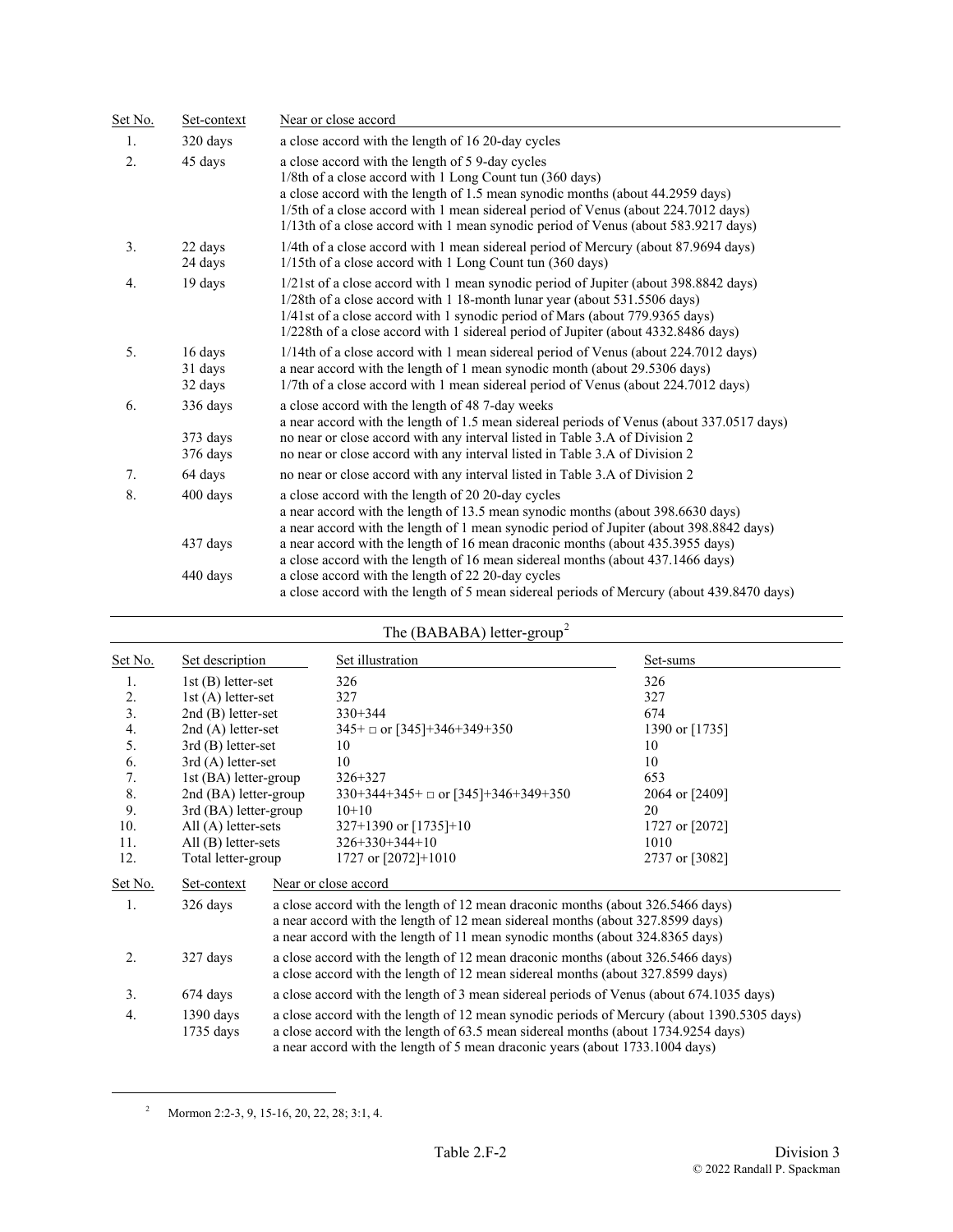| Set No. | Set-context | Near or close accord |
|---|---|---|
| 1. | 320 days | a close accord with the length of 16 20-day cycles |
| 2. | 45 days | a close accord with the length of 5 9-day cycles<br>1/8th of a close accord with 1 Long Count tun (360 days)<br>a close accord with the length of 1.5 mean synodic months (about 44.2959 days)<br>1/5th of a close accord with 1 mean sidereal period of Venus (about 224.7012 days)<br>1/13th of a close accord with 1 mean synodic period of Venus (about 583.9217 days) |
| 3. | 22 days<br>24 days | 1/4th of a close accord with 1 mean sidereal period of Mercury (about 87.9694 days)<br>1/15th of a close accord with 1 Long Count tun (360 days) |
| 4. | 19 days | 1/21st of a close accord with 1 mean synodic period of Jupiter (about 398.8842 days)<br>1/28th of a close accord with 1 18-month lunar year (about 531.5506 days)<br>1/41st of a close accord with 1 synodic period of Mars (about 779.9365 days)<br>1/228th of a close accord with 1 sidereal period of Jupiter (about 4332.8486 days) |
| 5. | 16 days<br>31 days<br>32 days | 1/14th of a close accord with 1 mean sidereal period of Venus (about 224.7012 days)<br>a near accord with the length of 1 mean synodic month (about 29.5306 days)<br>1/7th of a close accord with 1 mean sidereal period of Venus (about 224.7012 days) |
| 6. | 336 days<br><br>373 days<br>376 days | a close accord with the length of 48 7-day weeks<br>a near accord with the length of 1.5 mean sidereal periods of Venus (about 337.0517 days)<br>no near or close accord with any interval listed in Table 3.A of Division 2<br>no near or close accord with any interval listed in Table 3.A of Division 2 |
| 7. | 64 days | no near or close accord with any interval listed in Table 3.A of Division 2 |
| 8. | 400 days<br><br><br>437 days<br><br>440 days | a close accord with the length of 20 20-day cycles<br>a near accord with the length of 13.5 mean synodic months (about 398.6630 days)<br>a near accord with the length of 1 mean synodic period of Jupiter (about 398.8842 days)<br>a near accord with the length of 16 mean draconic months (about 435.3955 days)<br>a close accord with the length of 16 mean sidereal months (about 437.1466 days)<br>a close accord with the length of 22 20-day cycles<br>a close accord with the length of 5 mean sidereal periods of Mercury (about 439.8470 days) |

## The (BABABA) letter-group[2]

| Set No. | Set description | Set illustration | Set-sums |
|---|---|---|---|
| 1. | 1st (B) letter-set | 326 | 326 |
| 2. | 1st (A) letter-set | 327 | 327 |
| 3. | 2nd (B) letter-set | 330+344 | 674 |
| 4. | 2nd (A) letter-set | 345+ □ or [345]+346+349+350 | 1390 or [1735] |
| 5. | 3rd (B) letter-set | 10 | 10 |
| 6. | 3rd (A) letter-set | 10 | 10 |
| 7. | 1st (BA) letter-group | 326+327 | 653 |
| 8. | 2nd (BA) letter-group | 330+344+345+ □ or [345]+346+349+350 | 2064 or [2409] |
| 9. | 3rd (BA) letter-group | 10+10 | 20 |
| 10. | All (A) letter-sets | 327+1390 or [1735]+10 | 1727 or [2072] |
| 11. | All (B) letter-sets | 326+330+344+10 | 1010 |
| 12. | Total letter-group | 1727 or [2072]+1010 | 2737 or [3082] |

| Set No. | Set-context | Near or close accord |
|---|---|---|
| 1. | 326 days | a close accord with the length of 12 mean draconic months (about 326.5466 days)<br>a near accord with the length of 12 mean sidereal months (about 327.8599 days)<br>a near accord with the length of 11 mean synodic months (about 324.8365 days) |
| 2. | 327 days | a close accord with the length of 12 mean draconic months (about 326.5466 days)<br>a close accord with the length of 12 mean sidereal months (about 327.8599 days) |
| 3. | 674 days | a close accord with the length of 3 mean sidereal periods of Venus (about 674.1035 days) |
| 4. | 1390 days<br>1735 days | a close accord with the length of 12 mean synodic periods of Mercury (about 1390.5305 days)<br>a close accord with the length of 63.5 mean sidereal months (about 1734.9254 days)<br>a near accord with the length of 5 mean draconic years (about 1733.1004 days) |

[2] Mormon 2:2-3, 9, 15-16, 20, 22, 28; 3:1, 4.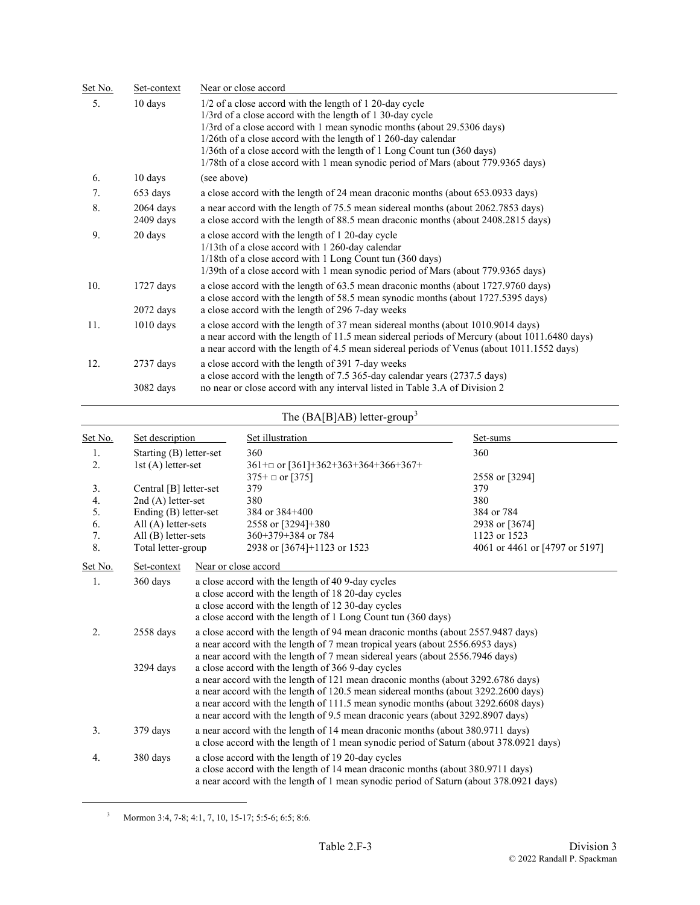| Set No. | Set-context | Near or close accord |
|---|---|---|
| 5. | 10 days | 1/2 of a close accord with the length of 1 20-day cycle<br>1/3rd of a close accord with the length of 1 30-day cycle<br>1/3rd of a close accord with 1 mean synodic months (about 29.5306 days)<br>1/26th of a close accord with the length of 1 260-day calendar<br>1/36th of a close accord with the length of 1 Long Count tun (360 days)<br>1/78th of a close accord with 1 mean synodic period of Mars (about 779.9365 days) |
| 6. | 10 days | (see above) |
| 7. | 653 days | a close accord with the length of 24 mean draconic months (about 653.0933 days) |
| 8. | 2064 days<br>2409 days | a near accord with the length of 75.5 mean sidereal months (about 2062.7853 days)<br>a close accord with the length of 88.5 mean draconic months (about 2408.2815 days) |
| 9. | 20 days | a close accord with the length of 1 20-day cycle<br>1/13th of a close accord with 1 260-day calendar<br>1/18th of a close accord with 1 Long Count tun (360 days)<br>1/39th of a close accord with 1 mean synodic period of Mars (about 779.9365 days) |
| 10. | 1727 days<br><br>2072 days | a close accord with the length of 63.5 mean draconic months (about 1727.9760 days)<br>a close accord with the length of 58.5 mean synodic months (about 1727.5395 days)<br>a close accord with the length of 296 7-day weeks |
| 11. | 1010 days | a close accord with the length of 37 mean sidereal months (about 1010.9014 days)<br>a near accord with the length of 11.5 mean sidereal periods of Mercury (about 1011.6480 days)<br>a near accord with the length of 4.5 mean sidereal periods of Venus (about 1011.1552 days) |
| 12. | 2737 days<br><br>3082 days | a close accord with the length of 391 7-day weeks<br>a close accord with the length of 7.5 365-day calendar years (2737.5 days)<br>no near or close accord with any interval listed in Table 3.A of Division 2 |

## The (BA[B]AB) letter-group[3]

| Set No. | Set description | Set illustration | Set-sums |
|---|---|---|---|
| 1. | Starting (B) letter-set | 360 | 360 |
| 2. | 1st (A) letter-set | 361+□ or [361]+362+363+364+366+367+<br>375+ □ or [375] | 2558 or [3294] |
| 3. | Central [B] letter-set | 379 | 379 |
| 4. | 2nd (A) letter-set | 380 | 380 |
| 5. | Ending (B) letter-set | 384 or 384+400 | 384 or 784 |
| 6. | All (A) letter-sets | 2558 or [3294]+380 | 2938 or [3674] |
| 7. | All (B) letter-sets | 360+379+384 or 784 | 1123 or 1523 |
| 8. | Total letter-group | 2938 or [3674]+1123 or 1523 | 4061 or 4461 or [4797 or 5197] |

| Set No. | Set-context | Near or close accord |
|---|---|---|
| 1. | 360 days | a close accord with the length of 40 9-day cycles<br>a close accord with the length of 18 20-day cycles<br>a close accord with the length of 12 30-day cycles<br>a close accord with the length of 1 Long Count tun (360 days) |
| 2. | 2558 days<br><br><br>3294 days | a close accord with the length of 94 mean draconic months (about 2557.9487 days)<br>a near accord with the length of 7 mean tropical years (about 2556.6953 days)<br>a near accord with the length of 7 mean sidereal years (about 2556.7946 days)<br>a close accord with the length of 366 9-day cycles<br>a near accord with the length of 121 mean draconic months (about 3292.6786 days)<br>a near accord with the length of 120.5 mean sidereal months (about 3292.2600 days)<br>a near accord with the length of 111.5 mean synodic months (about 3292.6608 days)<br>a near accord with the length of 9.5 mean draconic years (about 3292.8907 days) |
| 3. | 379 days | a near accord with the length of 14 mean draconic months (about 380.9711 days)<br>a close accord with the length of 1 mean synodic period of Saturn (about 378.0921 days) |
| 4. | 380 days | a close accord with the length of 19 20-day cycles<br>a close accord with the length of 14 mean draconic months (about 380.9711 days)<br>a near accord with the length of 1 mean synodic period of Saturn (about 378.0921 days) |

[3] Mormon 3:4, 7-8; 4:1, 7, 10, 15-17; 5:5-6; 6:5; 8:6.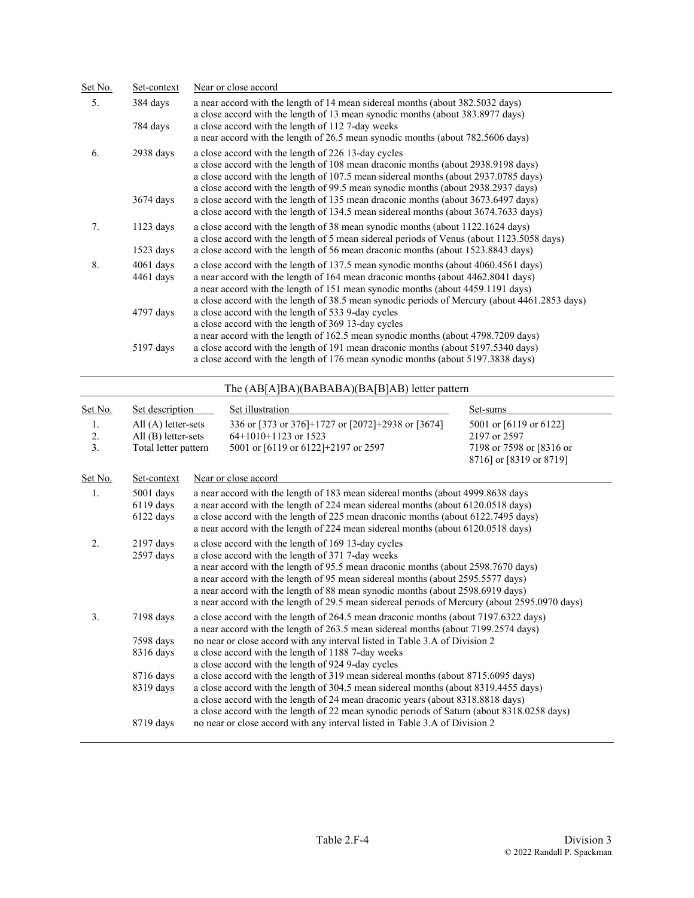| Set No. | Set-context | Near or close accord |
|---|---|---|
| 5. | 384 days | a near accord with the length of 14 mean sidereal months (about 382.5032 days) |
| | | a close accord with the length of 13 mean synodic months (about 383.8977 days) |
| | 784 days | a close accord with the length of 112 7-day weeks |
| | | a near accord with the length of 26.5 mean synodic months (about 782.5606 days) |
| 6. | 2938 days | a close accord with the length of 226 13-day cycles |
| | | a close accord with the length of 108 mean draconic months (about 2938.9198 days) |
| | | a close accord with the length of 107.5 mean sidereal months (about 2937.0785 days) |
| | | a close accord with the length of 99.5 mean synodic months (about 2938.2937 days) |
| | 3674 days | a close accord with the length of 135 mean draconic months (about 3673.6497 days) |
| | | a close accord with the length of 134.5 mean sidereal months (about 3674.7633 days) |
| 7. | 1123 days | a close accord with the length of 38 mean synodic months (about 1122.1624 days) |
| | | a close accord with the length of 5 mean sidereal periods of Venus (about 1123.5058 days) |
| | 1523 days | a close accord with the length of 56 mean draconic months (about 1523.8843 days) |
| 8. | 4061 days | a close accord with the length of 137.5 mean synodic months (about 4060.4561 days) |
| | 4461 days | a near accord with the length of 164 mean draconic months (about 4462.8041 days) |
| | | a near accord with the length of 151 mean synodic months (about 4459.1191 days) |
| | | a close accord with the length of 38.5 mean synodic periods of Mercury (about 4461.2853 days) |
| | 4797 days | a close accord with the length of 533 9-day cycles |
| | | a close accord with the length of 369 13-day cycles |
| | | a near accord with the length of 162.5 mean synodic months (about 4798.7209 days) |
| | 5197 days | a close accord with the length of 191 mean draconic months (about 5197.5340 days) |
| | | a close accord with the length of 176 mean synodic months (about 5197.3838 days) |

## The (AB[A]BA)(BABABA)(BA[B]AB) letter pattern

| Set No. | Set description | Set illustration | Set-sums |
|---|---|---|---|
| 1. | All (A) letter-sets | 336 or [373 or 376]+1727 or [2072]+2938 or [3674] | 5001 or [6119 or 6122] |
| 2. | All (B) letter-sets | 64+1010+1123 or 1523 | 2197 or 2597 |
| 3. | Total letter pattern | 5001 or [6119 or 6122]+2197 or 2597 | 7198 or 7598 or [8316 or 8716] or [8319 or 8719] |

| Set No. | Set-context | Near or close accord |
|---|---|---|
| 1. | 5001 days | a near accord with the length of 183 mean sidereal months (about 4999.8638 days |
| | 6119 days | a near accord with the length of 224 mean sidereal months (about 6120.0518 days) |
| | 6122 days | a close accord with the length of 225 mean draconic months (about 6122.7495 days) |
| | | a near accord with the length of 224 mean sidereal months (about 6120.0518 days) |
| 2. | 2197 days | a close accord with the length of 169 13-day cycles |
| | 2597 days | a close accord with the length of 371 7-day weeks |
| | | a near accord with the length of 95.5 mean draconic months (about 2598.7670 days) |
| | | a near accord with the length of 95 mean sidereal months (about 2595.5577 days) |
| | | a near accord with the length of 88 mean synodic months (about 2598.6919 days) |
| | | a near accord with the length of 29.5 mean sidereal periods of Mercury (about 2595.0970 days) |
| 3. | 7198 days | a close accord with the length of 264.5 mean draconic months (about 7197.6322 days) |
| | | a near accord with the length of 263.5 mean sidereal months (about 7199.2574 days) |
| | 7598 days | no near or close accord with any interval listed in Table 3.A of Division 2 |
| | 8316 days | a close accord with the length of 1188 7-day weeks |
| | | a close accord with the length of 924 9-day cycles |
| | 8716 days | a close accord with the length of 319 mean sidereal months (about 8715.6095 days) |
| | 8319 days | a close accord with the length of 304.5 mean sidereal months (about 8319.4455 days) |
| | | a close accord with the length of 24 mean draconic years (about 8318.8818 days) |
| | | a close accord with the length of 22 mean synodic periods of Saturn (about 8318.0258 days) |
| | 8719 days | no near or close accord with any interval listed in Table 3.A of Division 2 |

Table 2.F-4